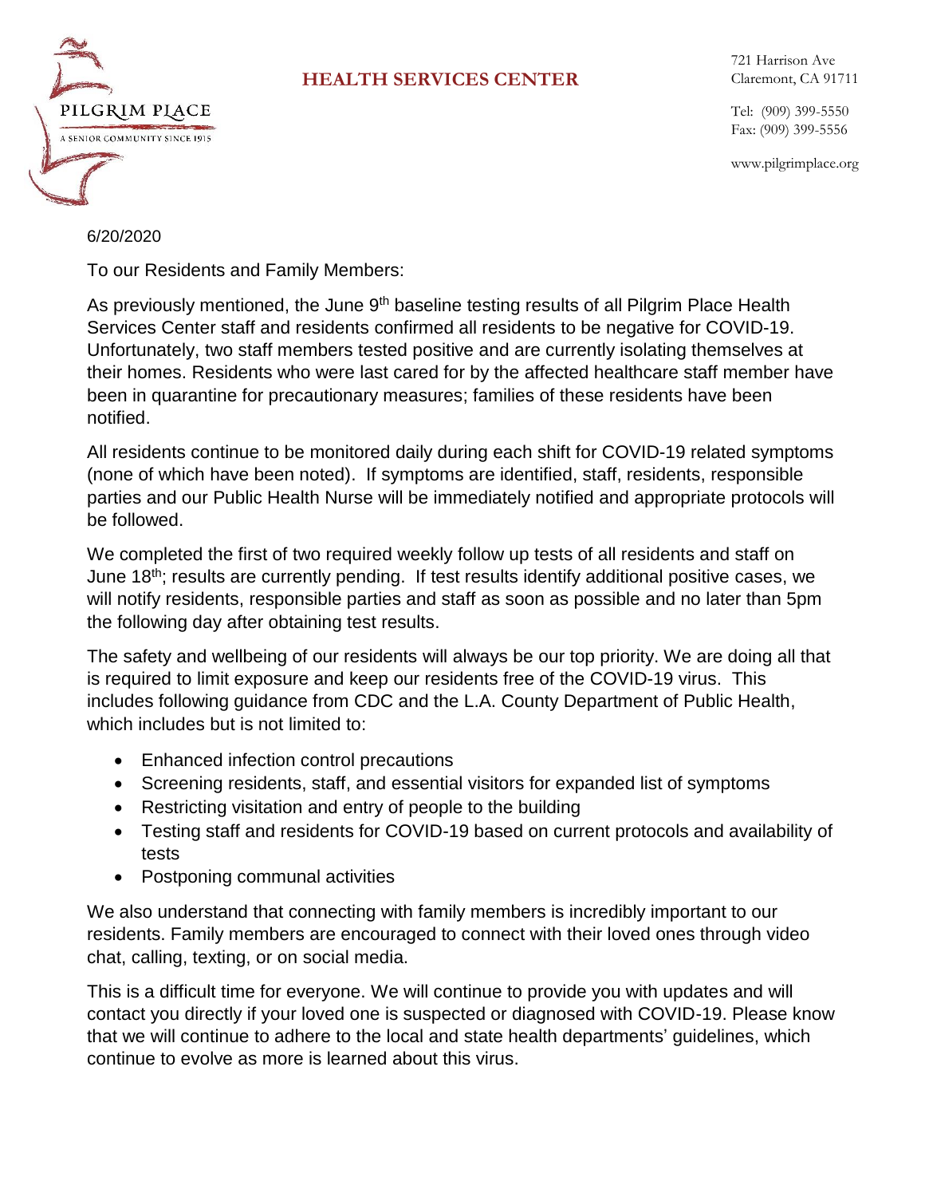PILGRIM PLACE
A SENIOR COMMUNITY SINCE 1915

**HEALTH SERVICES CENTER**

721 Harrison Ave
Claremont, CA 91711

Tel: (909) 399-5550
Fax: (909) 399-5556

www.pilgrimplace.org

6/20/2020

To our Residents and Family Members:

As previously mentioned, the June 9th baseline testing results of all Pilgrim Place Health Services Center staff and residents confirmed all residents to be negative for COVID-19. Unfortunately, two staff members tested positive and are currently isolating themselves at their homes. Residents who were last cared for by the affected healthcare staff member have been in quarantine for precautionary measures; families of these residents have been notified.

All residents continue to be monitored daily during each shift for COVID-19 related symptoms (none of which have been noted). If symptoms are identified, staff, residents, responsible parties and our Public Health Nurse will be immediately notified and appropriate protocols will be followed.

We completed the first of two required weekly follow up tests of all residents and staff on June 18th; results are currently pending. If test results identify additional positive cases, we will notify residents, responsible parties and staff as soon as possible and no later than 5pm the following day after obtaining test results.

The safety and wellbeing of our residents will always be our top priority. We are doing all that is required to limit exposure and keep our residents free of the COVID-19 virus. This includes following guidance from CDC and the L.A. County Department of Public Health, which includes but is not limited to:

- Enhanced infection control precautions
- Screening residents, staff, and essential visitors for expanded list of symptoms
- Restricting visitation and entry of people to the building
- Testing staff and residents for COVID-19 based on current protocols and availability of tests
- Postponing communal activities

We also understand that connecting with family members is incredibly important to our residents. Family members are encouraged to connect with their loved ones through video chat, calling, texting, or on social media.

This is a difficult time for everyone. We will continue to provide you with updates and will contact you directly if your loved one is suspected or diagnosed with COVID-19. Please know that we will continue to adhere to the local and state health departments' guidelines, which continue to evolve as more is learned about this virus.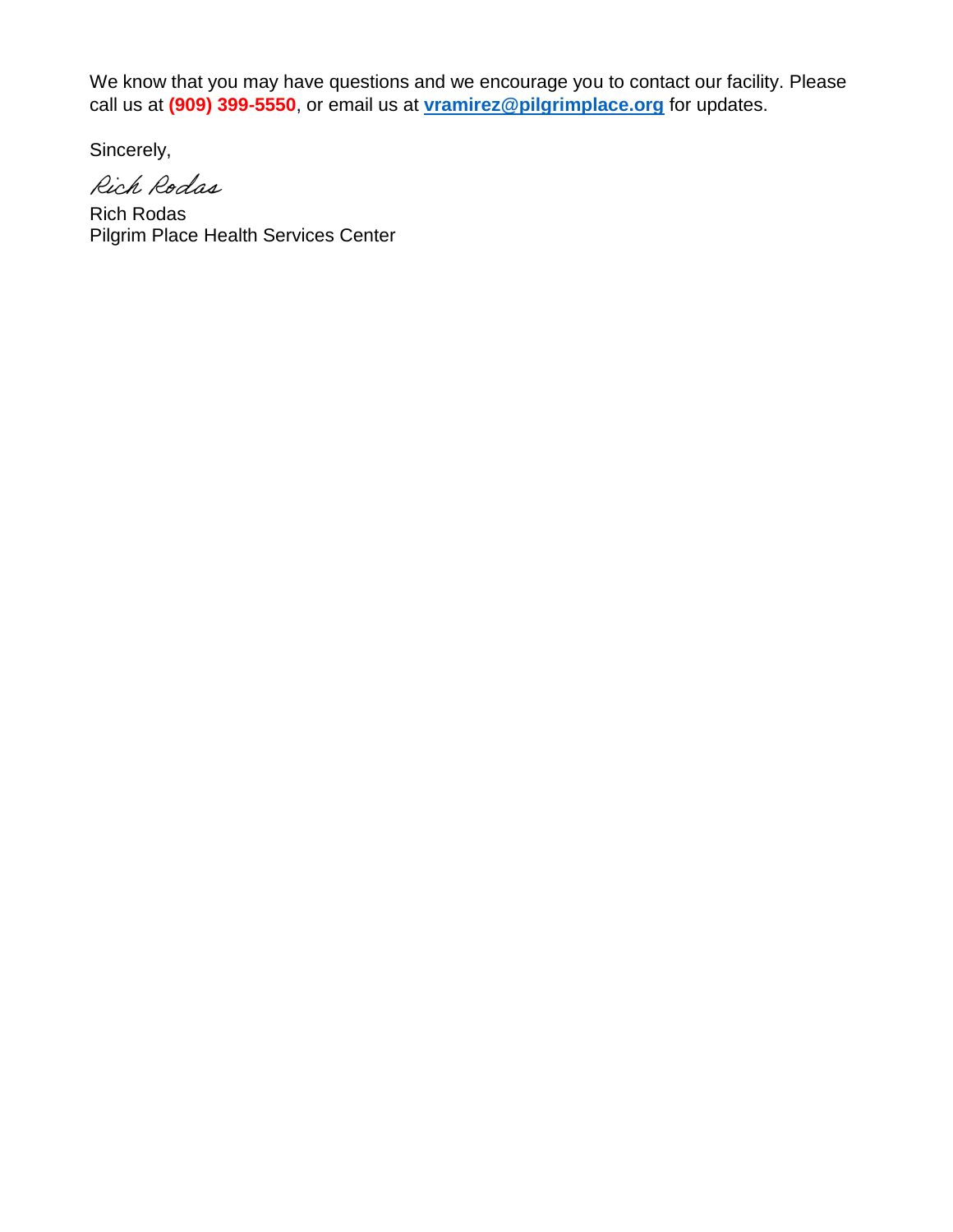We know that you may have questions and we encourage you to contact our facility. Please call us at **(909) 399-5550**, or email us at **vramirez@pilgrimplace.org** for updates.

Sincerely,

*Rich Rodas*

Rich Rodas  
Pilgrim Place Health Services Center